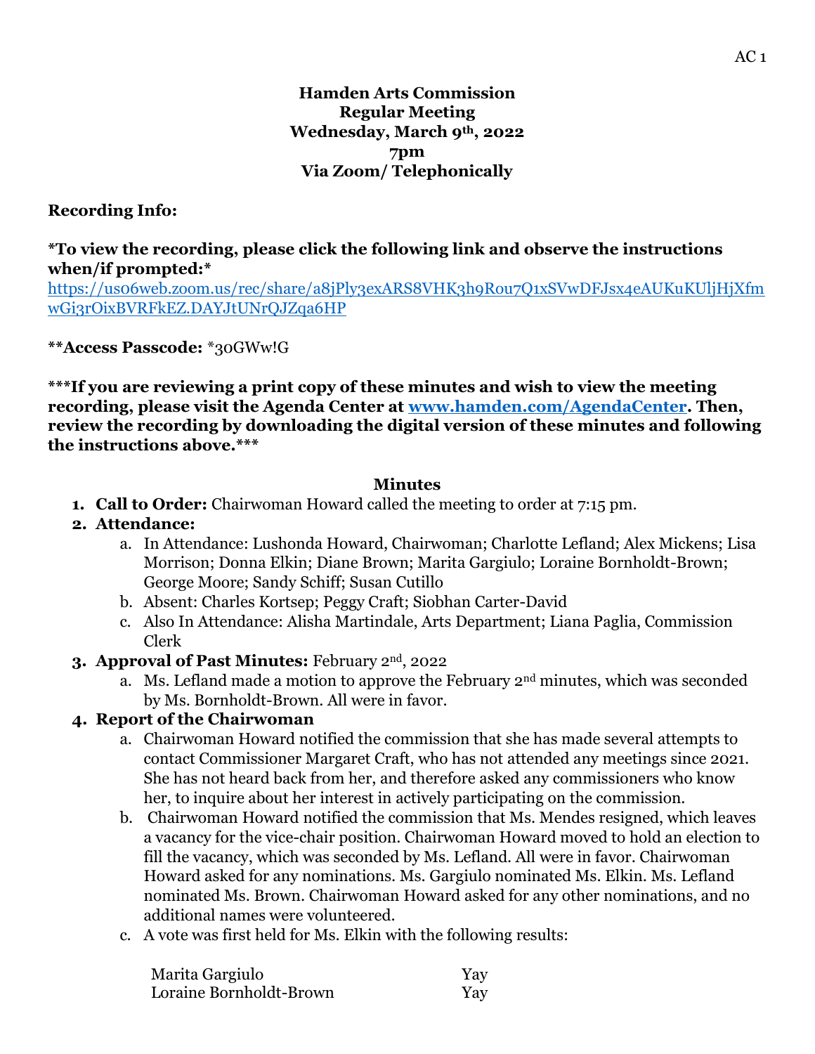# Hamden Arts Commission
## Regular Meeting
## Wednesday, March 9th, 2022
## 7pm
## Via Zoom/ Telephonically

**Recording Info:**

**\*To view the recording, please click the following link and observe the instructions when/if prompted:\***
[https://us06web.zoom.us/rec/share/a8jPly3exARS8VHK3h9Rou7Q1xSVwDFJsx4eAUKuKUljHjXfmwGi3rOixBVRFkEZ.DAYJtUNrQJZqa6HP](https://us06web.zoom.us/rec/share/a8jPly3exARS8VHK3h9Rou7Q1xSVwDFJsx4eAUKuKUljHjXfmwGi3rOixBVRFkEZ.DAYJtUNrQJZqa6HP)

**\*\*Access Passcode:** *30GWw!G

**\*\*\*If you are reviewing a print copy of these minutes and wish to view the meeting recording, please visit the Agenda Center at [www.hamden.com/AgendaCenter](http://www.hamden.com/AgendaCenter). Then, review the recording by downloading the digital version of these minutes and following the instructions above.\*\*\***

**Minutes**

1. **Call to Order:** Chairwoman Howard called the meeting to order at 7:15 pm.
2. **Attendance:**
   a. In Attendance: Lushonda Howard, Chairwoman; Charlotte Lefland; Alex Mickens; Lisa Morrison; Donna Elkin; Diane Brown; Marita Gargiulo; Loraine Bornholdt-Brown; George Moore; Sandy Schiff; Susan Cutillo
   b. Absent: Charles Kortsep; Peggy Craft; Siobhan Carter-David
   c. Also In Attendance: Alisha Martindale, Arts Department; Liana Paglia, Commission Clerk
3. **Approval of Past Minutes:** February 2nd, 2022
   a. Ms. Lefland made a motion to approve the February 2nd minutes, which was seconded by Ms. Bornholdt-Brown. All were in favor.
4. **Report of the Chairwoman**
   a. Chairwoman Howard notified the commission that she has made several attempts to contact Commissioner Margaret Craft, who has not attended any meetings since 2021. She has not heard back from her, and therefore asked any commissioners who know her, to inquire about her interest in actively participating on the commission.
   b. Chairwoman Howard notified the commission that Ms. Mendes resigned, which leaves a vacancy for the vice-chair position. Chairwoman Howard moved to hold an election to fill the vacancy, which was seconded by Ms. Lefland. All were in favor. Chairwoman Howard asked for any nominations. Ms. Gargiulo nominated Ms. Elkin. Ms. Lefland nominated Ms. Brown. Chairwoman Howard asked for any other nominations, and no additional names were volunteered.
   c. A vote was first held for Ms. Elkin with the following results:

| | |
|---|---|
| Marita Gargiulo | Yay |
| Loraine Bornholdt-Brown | Yay |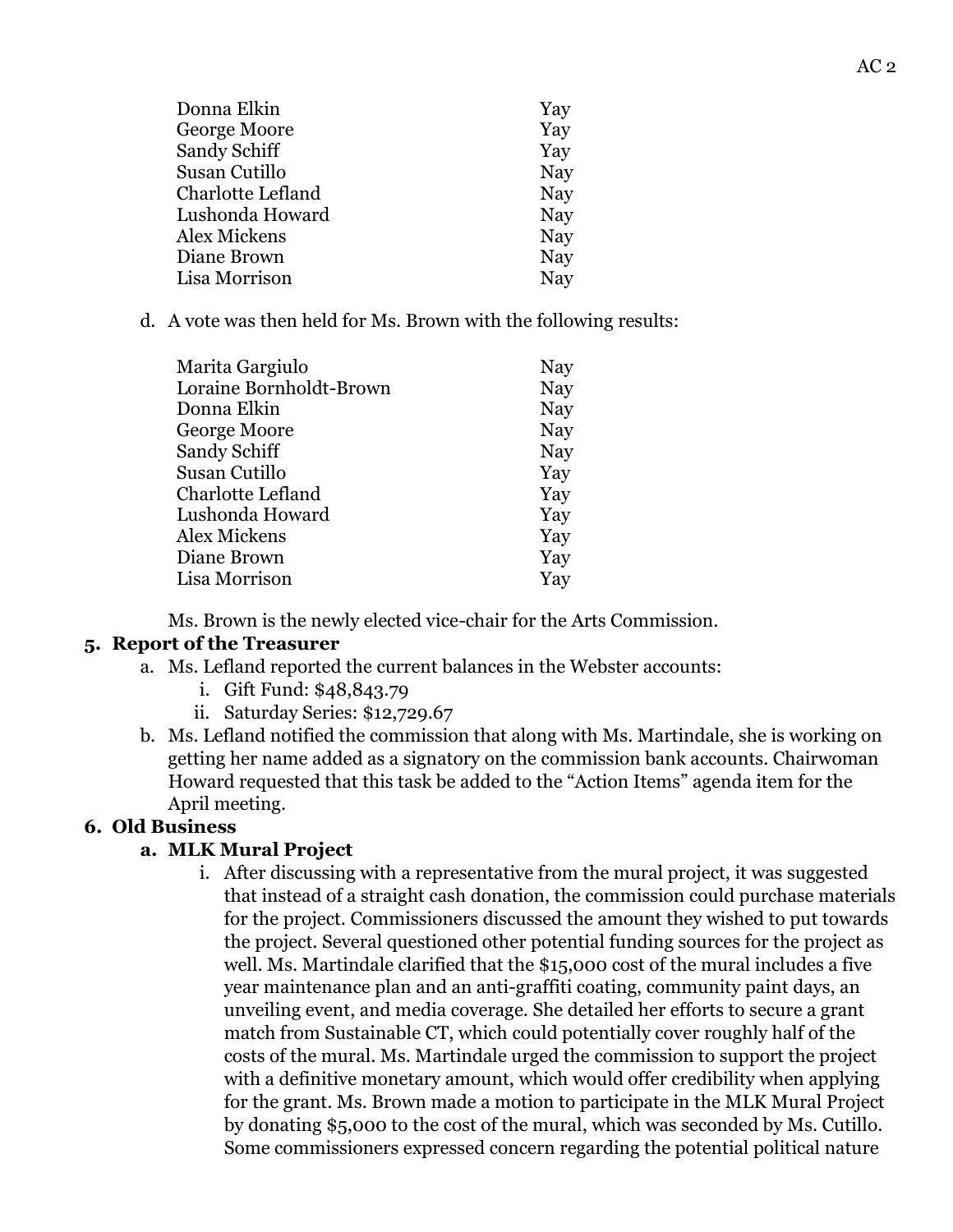| | |
|---|---|
| Donna Elkin | Yay |
| George Moore | Yay |
| Sandy Schiff | Yay |
| Susan Cutillo | Nay |
| Charlotte Lefland | Nay |
| Lushonda Howard | Nay |
| Alex Mickens | Nay |
| Diane Brown | Nay |
| Lisa Morrison | Nay |

d. A vote was then held for Ms. Brown with the following results:

| | |
|---|---|
| Marita Gargiulo | Nay |
| Loraine Bornholdt-Brown | Nay |
| Donna Elkin | Nay |
| George Moore | Nay |
| Sandy Schiff | Nay |
| Susan Cutillo | Yay |
| Charlotte Lefland | Yay |
| Lushonda Howard | Yay |
| Alex Mickens | Yay |
| Diane Brown | Yay |
| Lisa Morrison | Yay |

Ms. Brown is the newly elected vice-chair for the Arts Commission.

**5. Report of the Treasurer**

a. Ms. Lefland reported the current balances in the Webster accounts:
   i. Gift Fund: $48,843.79
   ii. Saturday Series: $12,729.67

b. Ms. Lefland notified the commission that along with Ms. Martindale, she is working on getting her name added as a signatory on the commission bank accounts. Chairwoman Howard requested that this task be added to the "Action Items" agenda item for the April meeting.

**6. Old Business**

**a. MLK Mural Project**

i. After discussing with a representative from the mural project, it was suggested that instead of a straight cash donation, the commission could purchase materials for the project. Commissioners discussed the amount they wished to put towards the project. Several questioned other potential funding sources for the project as well. Ms. Martindale clarified that the $15,000 cost of the mural includes a five year maintenance plan and an anti-graffiti coating, community paint days, an unveiling event, and media coverage. She detailed her efforts to secure a grant match from Sustainable CT, which could potentially cover roughly half of the costs of the mural. Ms. Martindale urged the commission to support the project with a definitive monetary amount, which would offer credibility when applying for the grant. Ms. Brown made a motion to participate in the MLK Mural Project by donating $5,000 to the cost of the mural, which was seconded by Ms. Cutillo. Some commissioners expressed concern regarding the potential political nature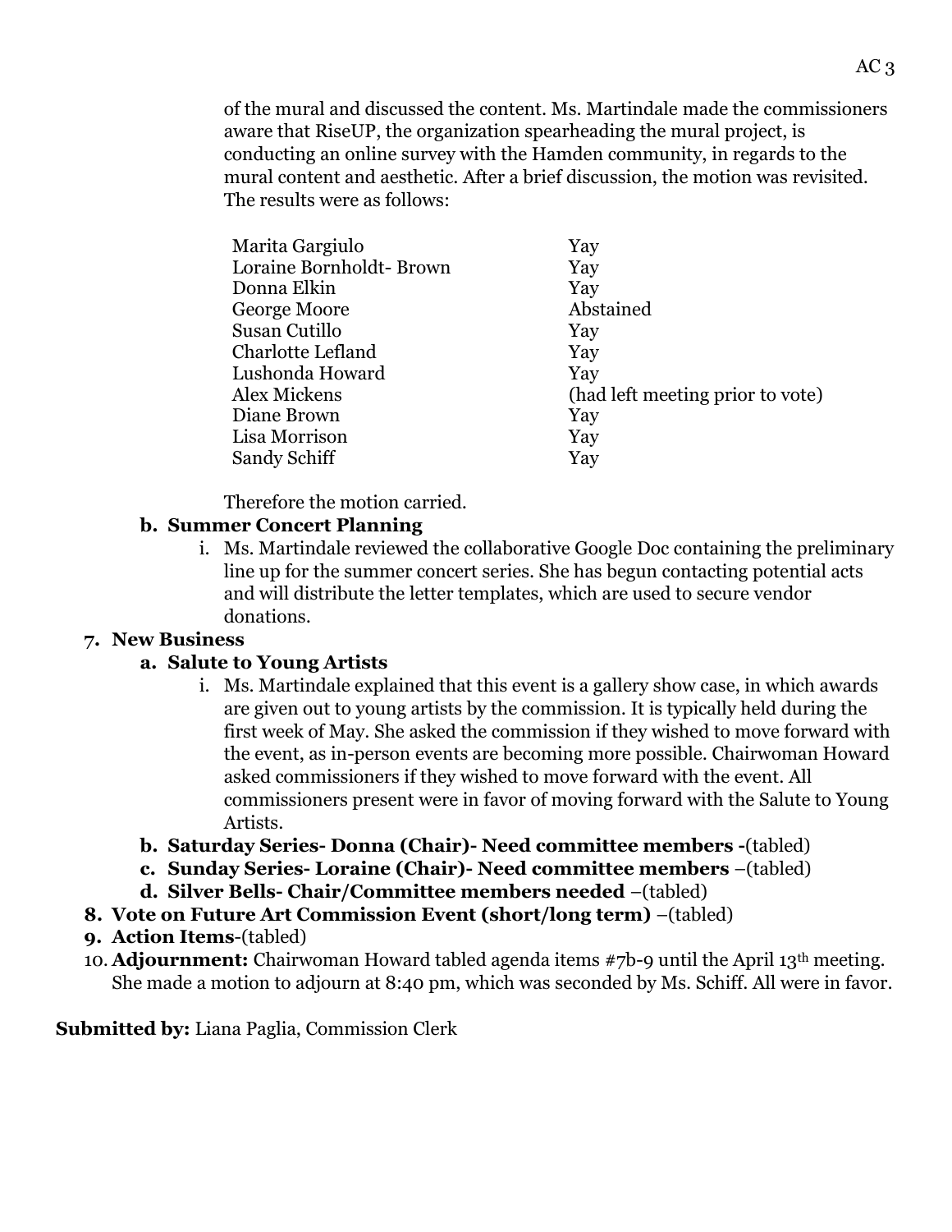of the mural and discussed the content. Ms. Martindale made the commissioners aware that RiseUP, the organization spearheading the mural project, is conducting an online survey with the Hamden community, in regards to the mural content and aesthetic. After a brief discussion, the motion was revisited. The results were as follows:

| | |
|---|---|
| Marita Gargiulo | Yay |
| Loraine Bornholdt- Brown | Yay |
| Donna Elkin | Yay |
| George Moore | Abstained |
| Susan Cutillo | Yay |
| Charlotte Lefland | Yay |
| Lushonda Howard | Yay |
| Alex Mickens | (had left meeting prior to vote) |
| Diane Brown | Yay |
| Lisa Morrison | Yay |
| Sandy Schiff | Yay |

Therefore the motion carried.

- **b. Summer Concert Planning**
  - i. Ms. Martindale reviewed the collaborative Google Doc containing the preliminary line up for the summer concert series. She has begun contacting potential acts and will distribute the letter templates, which are used to secure vendor donations.

7. **New Business**
   - **a. Salute to Young Artists**
     - i. Ms. Martindale explained that this event is a gallery show case, in which awards are given out to young artists by the commission. It is typically held during the first week of May. She asked the commission if they wished to move forward with the event, as in-person events are becoming more possible. Chairwoman Howard asked commissioners if they wished to move forward with the event. All commissioners present were in favor of moving forward with the Salute to Young Artists.
   - **b. Saturday Series- Donna (Chair)- Need committee members -**(tabled)
   - **c. Sunday Series- Loraine (Chair)- Need committee members** –(tabled)
   - **d. Silver Bells- Chair/Committee members needed** –(tabled)
8. **Vote on Future Art Commission Event (short/long term)** –(tabled)
9. **Action Items**-(tabled)
10. **Adjournment:** Chairwoman Howard tabled agenda items #7b-9 until the April 13th meeting. She made a motion to adjourn at 8:40 pm, which was seconded by Ms. Schiff. All were in favor.

**Submitted by:** Liana Paglia, Commission Clerk